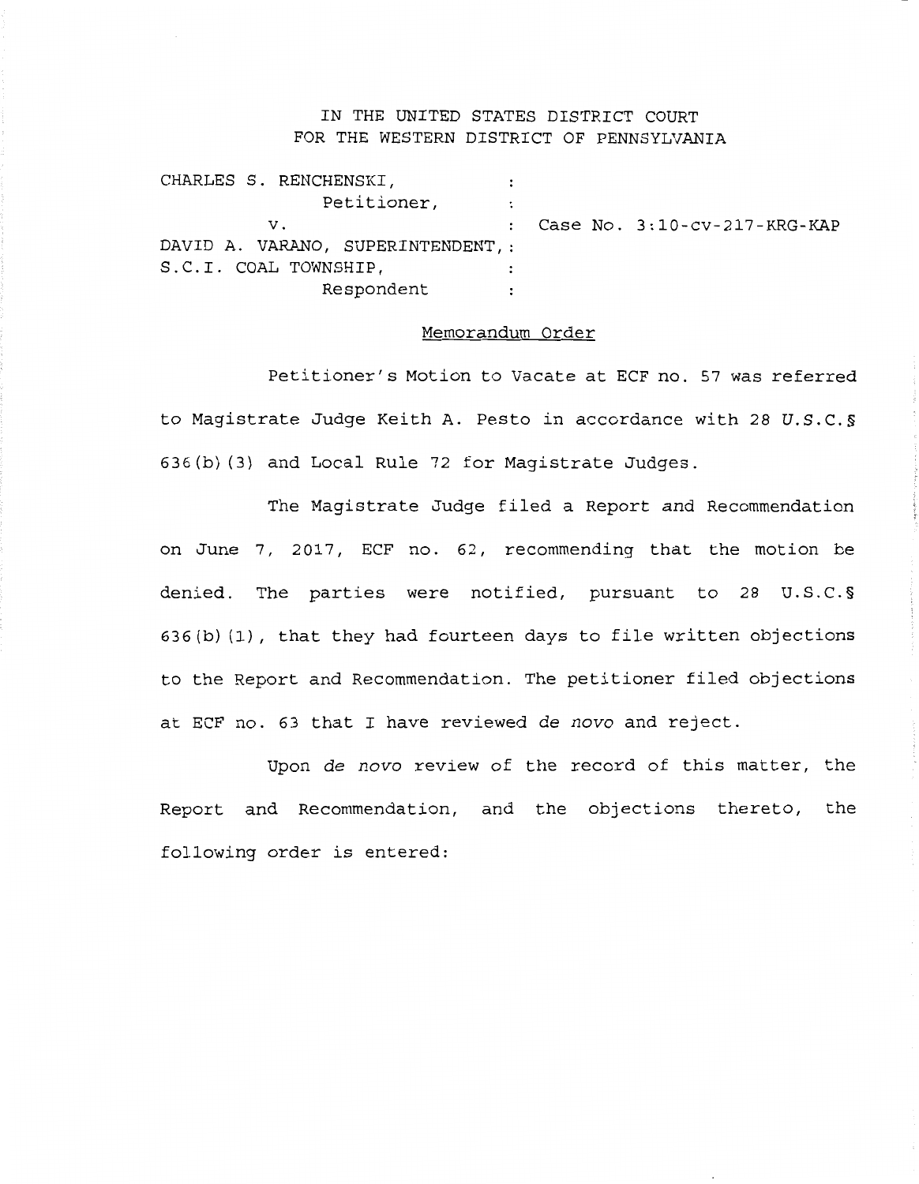IN THE UNITED STATES DISTRICT COURT
FOR THE WESTERN DISTRICT OF PENNSYLVANIA

CHARLES S. RENCHENSKI, :
Petitioner, :
v. : Case No. 3:10-cv-217-KRG-KAP
DAVID A. VARANO, SUPERINTENDENT, :
S.C.I. COAL TOWNSHIP, :
Respondent :

Memorandum Order

Petitioner's Motion to Vacate at ECF no. 57 was referred to Magistrate Judge Keith A. Pesto in accordance with 28 *U.S.C.*§ 636(b)(3) and Local Rule 72 for Magistrate Judges.

The Magistrate Judge filed a Report and Recommendation on June 7, 2017, ECF no. 62, recommending that the motion be denied. The parties were notified, pursuant to 28 U.S.C.§ 636(b)(1), that they had fourteen days to file written objections to the Report and Recommendation. The petitioner filed objections at ECF no. 63 that I have reviewed *de novo* and reject.

Upon *de novo* review of the record of this matter, the Report and Recommendation, and the objections thereto, the following order is entered: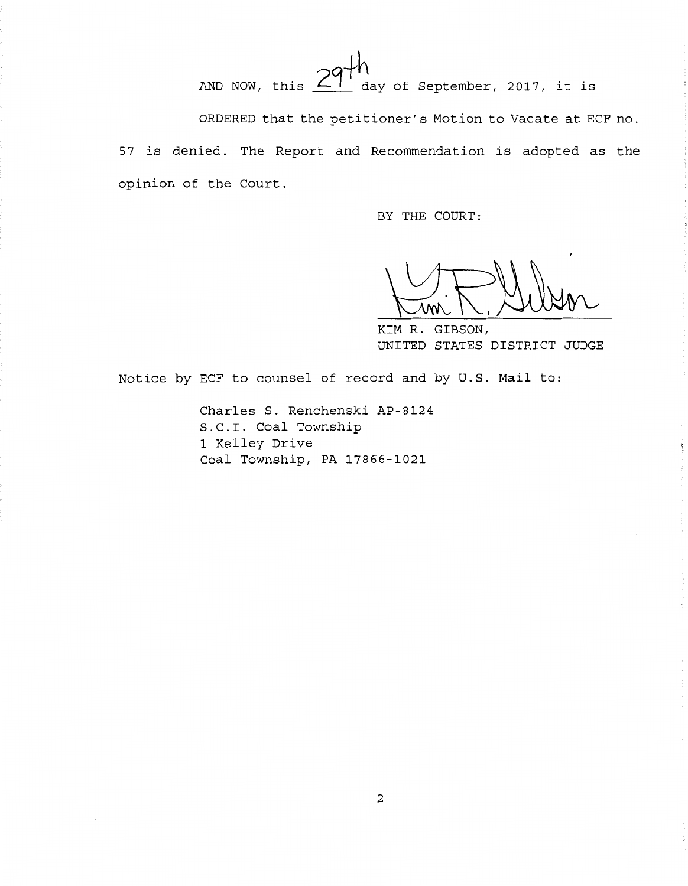AND NOW, this 29th day of September, 2017, it is

ORDERED that the petitioner's Motion to Vacate at ECF no. 57 is denied. The Report and Recommendation is adopted as the opinion of the Court.

BY THE COURT:

Kim R. Gibson

KIM R. GIBSON,
UNITED STATES DISTRICT JUDGE

Notice by ECF to counsel of record and by U.S. Mail to:

Charles S. Renchenski AP-8124
S.C.I. Coal Township
1 Kelley Drive
Coal Township, PA 17866-1021